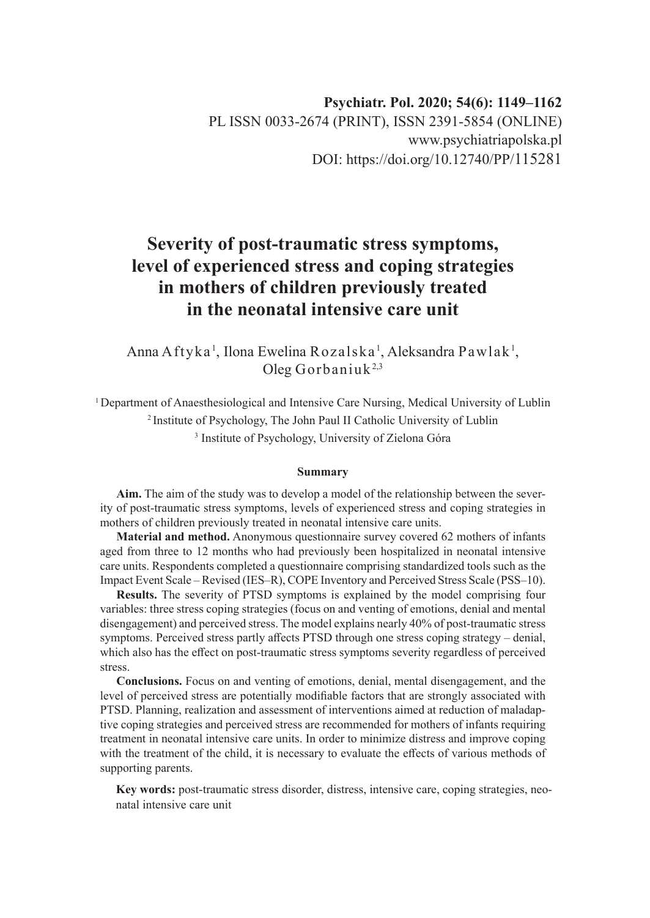Psychiatr. Pol. 2020; 54(6): 1149–1162
PL ISSN 0033-2674 (PRINT), ISSN 2391-5854 (ONLINE)
www.psychiatriapolska.pl
DOI: https://doi.org/10.12740/PP/115281

# Severity of post-traumatic stress symptoms, level of experienced stress and coping strategies in mothers of children previously treated in the neonatal intensive care unit

Anna Aftyka[1], Ilona Ewelina Rozalska[1], Aleksandra Pawlak[1], Oleg Gorbaniuk[2,3]

[1] Department of Anaesthesiological and Intensive Care Nursing, Medical University of Lublin
[2] Institute of Psychology, The John Paul II Catholic University of Lublin
[3] Institute of Psychology, University of Zielona Góra

## Summary

**Aim.** The aim of the study was to develop a model of the relationship between the severity of post-traumatic stress symptoms, levels of experienced stress and coping strategies in mothers of children previously treated in neonatal intensive care units.

**Material and method.** Anonymous questionnaire survey covered 62 mothers of infants aged from three to 12 months who had previously been hospitalized in neonatal intensive care units. Respondents completed a questionnaire comprising standardized tools such as the Impact Event Scale – Revised (IES–R), COPE Inventory and Perceived Stress Scale (PSS–10).

**Results.** The severity of PTSD symptoms is explained by the model comprising four variables: three stress coping strategies (focus on and venting of emotions, denial and mental disengagement) and perceived stress. The model explains nearly 40% of post-traumatic stress symptoms. Perceived stress partly affects PTSD through one stress coping strategy – denial, which also has the effect on post-traumatic stress symptoms severity regardless of perceived stress.

**Conclusions.** Focus on and venting of emotions, denial, mental disengagement, and the level of perceived stress are potentially modifiable factors that are strongly associated with PTSD. Planning, realization and assessment of interventions aimed at reduction of maladaptive coping strategies and perceived stress are recommended for mothers of infants requiring treatment in neonatal intensive care units. In order to minimize distress and improve coping with the treatment of the child, it is necessary to evaluate the effects of various methods of supporting parents.

**Key words:** post-traumatic stress disorder, distress, intensive care, coping strategies, neonatal intensive care unit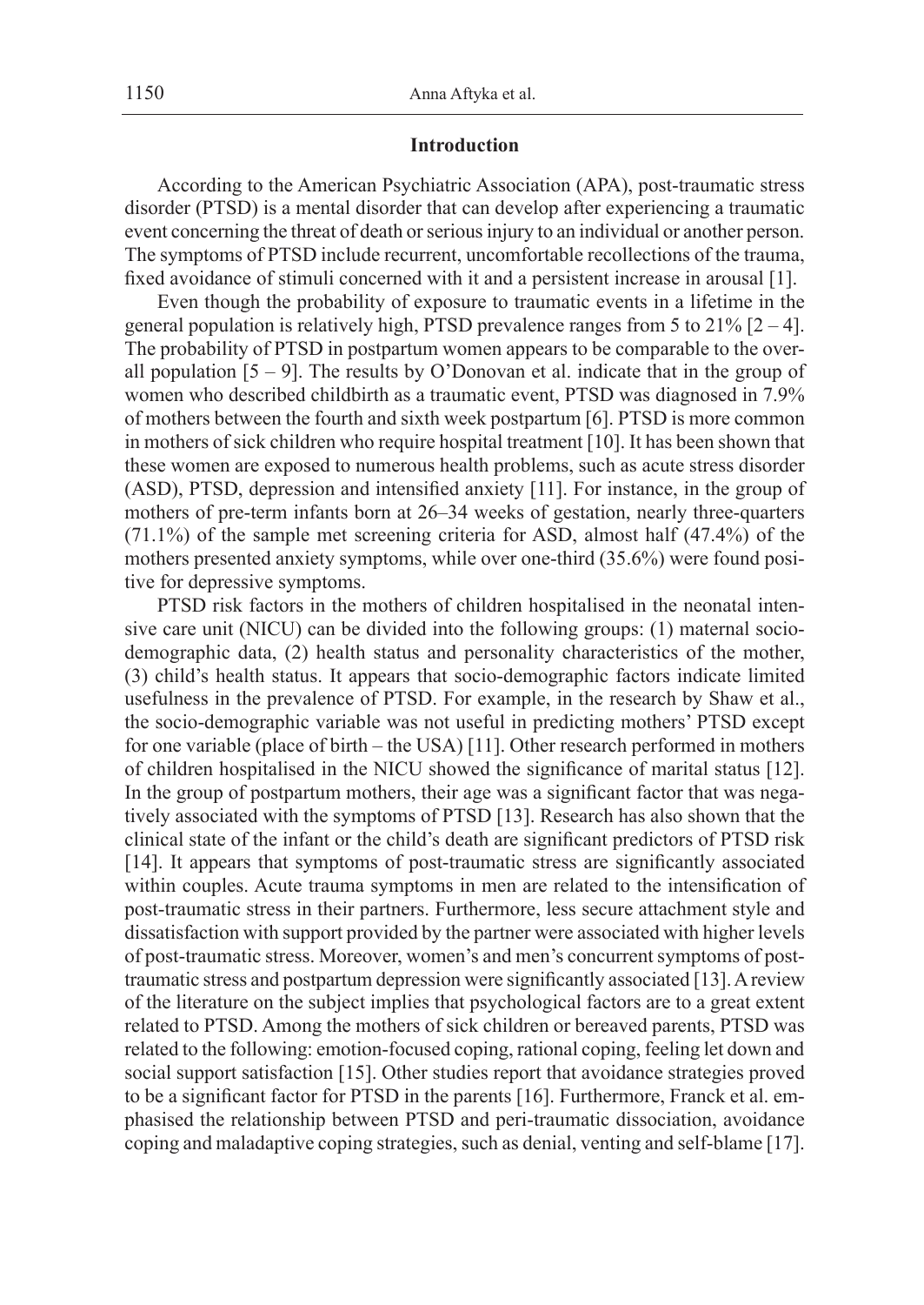## Introduction

According to the American Psychiatric Association (APA), post-traumatic stress disorder (PTSD) is a mental disorder that can develop after experiencing a traumatic event concerning the threat of death or serious injury to an individual or another person. The symptoms of PTSD include recurrent, uncomfortable recollections of the trauma, fixed avoidance of stimuli concerned with it and a persistent increase in arousal [1].

Even though the probability of exposure to traumatic events in a lifetime in the general population is relatively high, PTSD prevalence ranges from 5 to 21% [2 – 4]. The probability of PTSD in postpartum women appears to be comparable to the overall population [5 – 9]. The results by O'Donovan et al. indicate that in the group of women who described childbirth as a traumatic event, PTSD was diagnosed in 7.9% of mothers between the fourth and sixth week postpartum [6]. PTSD is more common in mothers of sick children who require hospital treatment [10]. It has been shown that these women are exposed to numerous health problems, such as acute stress disorder (ASD), PTSD, depression and intensified anxiety [11]. For instance, in the group of mothers of pre-term infants born at 26–34 weeks of gestation, nearly three-quarters (71.1%) of the sample met screening criteria for ASD, almost half (47.4%) of the mothers presented anxiety symptoms, while over one-third (35.6%) were found positive for depressive symptoms.

PTSD risk factors in the mothers of children hospitalised in the neonatal intensive care unit (NICU) can be divided into the following groups: (1) maternal socio-demographic data, (2) health status and personality characteristics of the mother, (3) child's health status. It appears that socio-demographic factors indicate limited usefulness in the prevalence of PTSD. For example, in the research by Shaw et al., the socio-demographic variable was not useful in predicting mothers' PTSD except for one variable (place of birth – the USA) [11]. Other research performed in mothers of children hospitalised in the NICU showed the significance of marital status [12]. In the group of postpartum mothers, their age was a significant factor that was negatively associated with the symptoms of PTSD [13]. Research has also shown that the clinical state of the infant or the child's death are significant predictors of PTSD risk [14]. It appears that symptoms of post-traumatic stress are significantly associated within couples. Acute trauma symptoms in men are related to the intensification of post-traumatic stress in their partners. Furthermore, less secure attachment style and dissatisfaction with support provided by the partner were associated with higher levels of post-traumatic stress. Moreover, women's and men's concurrent symptoms of post-traumatic stress and postpartum depression were significantly associated [13]. A review of the literature on the subject implies that psychological factors are to a great extent related to PTSD. Among the mothers of sick children or bereaved parents, PTSD was related to the following: emotion-focused coping, rational coping, feeling let down and social support satisfaction [15]. Other studies report that avoidance strategies proved to be a significant factor for PTSD in the parents [16]. Furthermore, Franck et al. emphasised the relationship between PTSD and peri-traumatic dissociation, avoidance coping and maladaptive coping strategies, such as denial, venting and self-blame [17].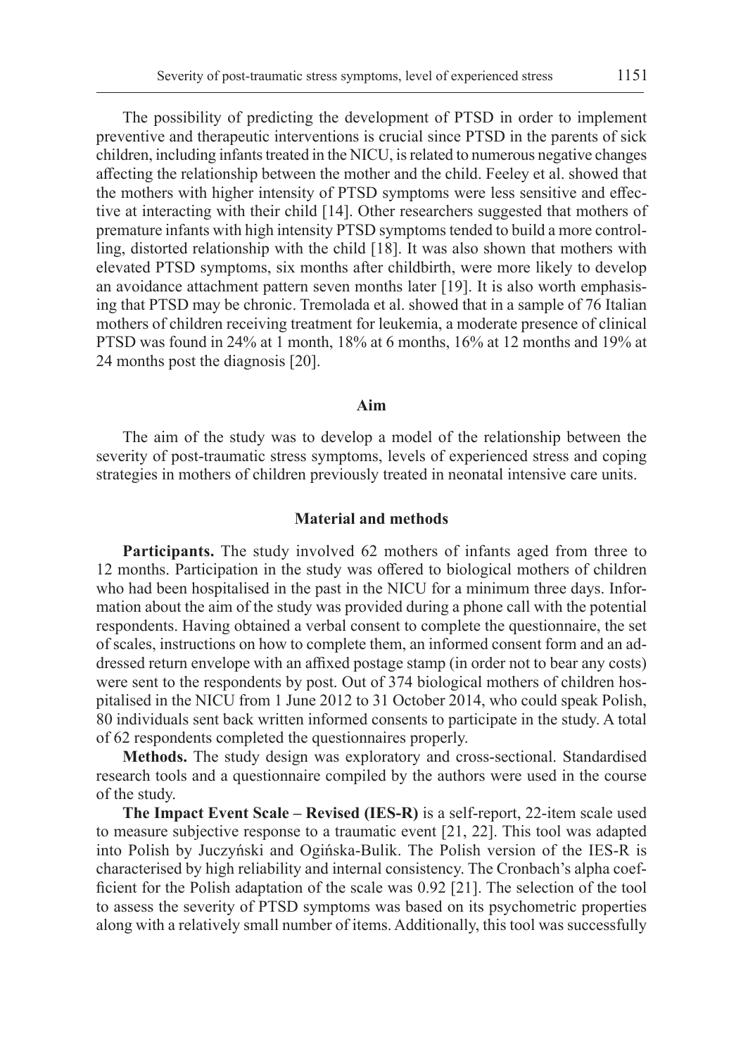The possibility of predicting the development of PTSD in order to implement preventive and therapeutic interventions is crucial since PTSD in the parents of sick children, including infants treated in the NICU, is related to numerous negative changes affecting the relationship between the mother and the child. Feeley et al. showed that the mothers with higher intensity of PTSD symptoms were less sensitive and effective at interacting with their child [14]. Other researchers suggested that mothers of premature infants with high intensity PTSD symptoms tended to build a more controlling, distorted relationship with the child [18]. It was also shown that mothers with elevated PTSD symptoms, six months after childbirth, were more likely to develop an avoidance attachment pattern seven months later [19]. It is also worth emphasising that PTSD may be chronic. Tremolada et al. showed that in a sample of 76 Italian mothers of children receiving treatment for leukemia, a moderate presence of clinical PTSD was found in 24% at 1 month, 18% at 6 months, 16% at 12 months and 19% at 24 months post the diagnosis [20].

## Aim

The aim of the study was to develop a model of the relationship between the severity of post-traumatic stress symptoms, levels of experienced stress and coping strategies in mothers of children previously treated in neonatal intensive care units.

## Material and methods

**Participants.** The study involved 62 mothers of infants aged from three to 12 months. Participation in the study was offered to biological mothers of children who had been hospitalised in the past in the NICU for a minimum three days. Information about the aim of the study was provided during a phone call with the potential respondents. Having obtained a verbal consent to complete the questionnaire, the set of scales, instructions on how to complete them, an informed consent form and an addressed return envelope with an affixed postage stamp (in order not to bear any costs) were sent to the respondents by post. Out of 374 biological mothers of children hospitalised in the NICU from 1 June 2012 to 31 October 2014, who could speak Polish, 80 individuals sent back written informed consents to participate in the study. A total of 62 respondents completed the questionnaires properly.

**Methods.** The study design was exploratory and cross-sectional. Standardised research tools and a questionnaire compiled by the authors were used in the course of the study.

**The Impact Event Scale – Revised (IES-R)** is a self-report, 22-item scale used to measure subjective response to a traumatic event [21, 22]. This tool was adapted into Polish by Juczyński and Ogińska-Bulik. The Polish version of the IES-R is characterised by high reliability and internal consistency. The Cronbach's alpha coefficient for the Polish adaptation of the scale was 0.92 [21]. The selection of the tool to assess the severity of PTSD symptoms was based on its psychometric properties along with a relatively small number of items. Additionally, this tool was successfully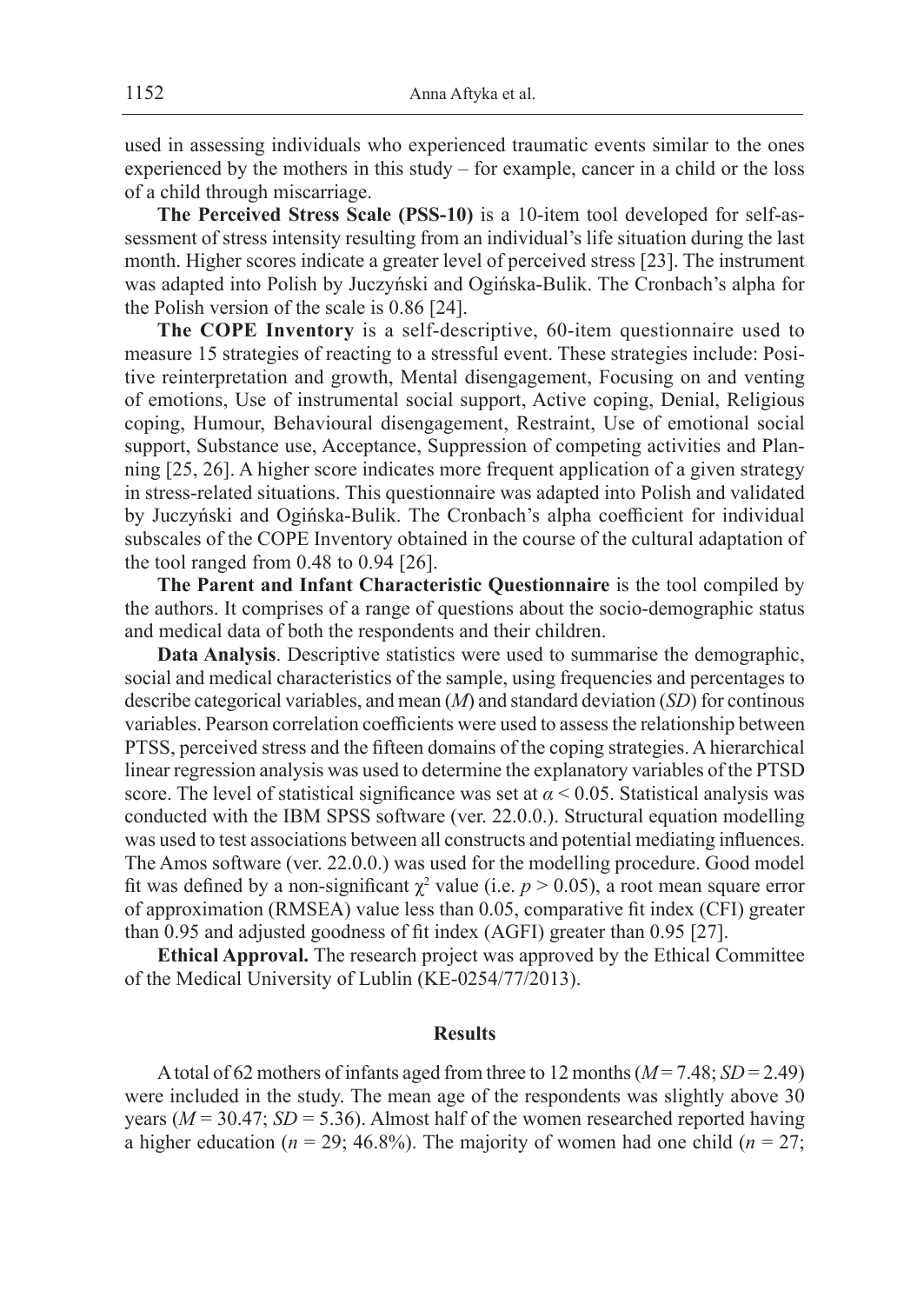used in assessing individuals who experienced traumatic events similar to the ones experienced by the mothers in this study – for example, cancer in a child or the loss of a child through miscarriage.

**The Perceived Stress Scale (PSS-10)** is a 10-item tool developed for self-assessment of stress intensity resulting from an individual's life situation during the last month. Higher scores indicate a greater level of perceived stress [23]. The instrument was adapted into Polish by Juczyński and Ogińska-Bulik. The Cronbach's alpha for the Polish version of the scale is 0.86 [24].

**The COPE Inventory** is a self-descriptive, 60-item questionnaire used to measure 15 strategies of reacting to a stressful event. These strategies include: Positive reinterpretation and growth, Mental disengagement, Focusing on and venting of emotions, Use of instrumental social support, Active coping, Denial, Religious coping, Humour, Behavioural disengagement, Restraint, Use of emotional social support, Substance use, Acceptance, Suppression of competing activities and Planning [25, 26]. A higher score indicates more frequent application of a given strategy in stress-related situations. This questionnaire was adapted into Polish and validated by Juczyński and Ogińska-Bulik. The Cronbach's alpha coefficient for individual subscales of the COPE Inventory obtained in the course of the cultural adaptation of the tool ranged from 0.48 to 0.94 [26].

**The Parent and Infant Characteristic Questionnaire** is the tool compiled by the authors. It comprises of a range of questions about the socio-demographic status and medical data of both the respondents and their children.

**Data Analysis**. Descriptive statistics were used to summarise the demographic, social and medical characteristics of the sample, using frequencies and percentages to describe categorical variables, and mean ($M$) and standard deviation ($SD$) for continous variables. Pearson correlation coefficients were used to assess the relationship between PTSS, perceived stress and the fifteen domains of the coping strategies. A hierarchical linear regression analysis was used to determine the explanatory variables of the PTSD score. The level of statistical significance was set at $\alpha < 0.05$. Statistical analysis was conducted with the IBM SPSS software (ver. 22.0.0.). Structural equation modelling was used to test associations between all constructs and potential mediating influences. The Amos software (ver. 22.0.0.) was used for the modelling procedure. Good model fit was defined by a non-significant $\chi^2$ value (i.e. $p > 0.05$), a root mean square error of approximation (RMSEA) value less than 0.05, comparative fit index (CFI) greater than 0.95 and adjusted goodness of fit index (AGFI) greater than 0.95 [27].

**Ethical Approval.** The research project was approved by the Ethical Committee of the Medical University of Lublin (KE-0254/77/2013).

## Results

A total of 62 mothers of infants aged from three to 12 months ($M = 7.48$; $SD = 2.49$) were included in the study. The mean age of the respondents was slightly above 30 years ($M = 30.47$; $SD = 5.36$). Almost half of the women researched reported having a higher education ($n = 29$; 46.8%). The majority of women had one child ($n = 27$;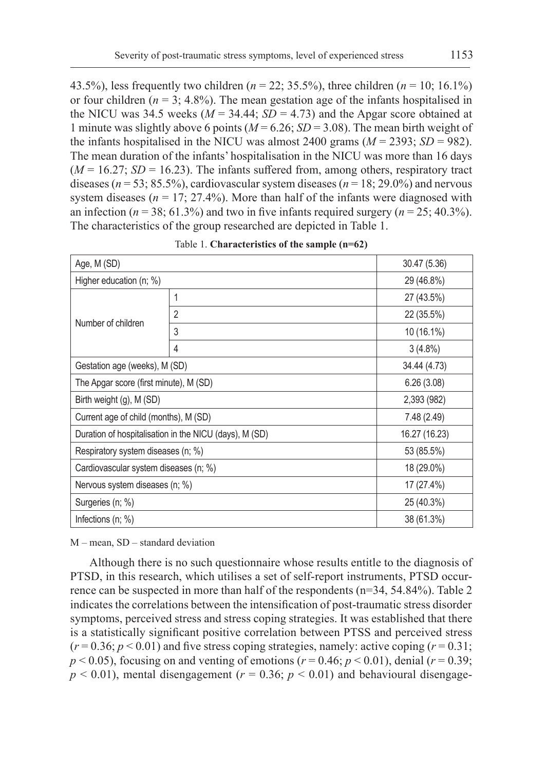43.5%), less frequently two children ($n = 22$; 35.5%), three children ($n = 10$; 16.1%) or four children ($n = 3$; 4.8%). The mean gestation age of the infants hospitalised in the NICU was 34.5 weeks ($M = 34.44$; $SD = 4.73$) and the Apgar score obtained at 1 minute was slightly above 6 points ($M = 6.26$; $SD = 3.08$). The mean birth weight of the infants hospitalised in the NICU was almost 2400 grams ($M = 2393$; $SD = 982$). The mean duration of the infants' hospitalisation in the NICU was more than 16 days ($M = 16.27$; $SD = 16.23$). The infants suffered from, among others, respiratory tract diseases ($n = 53$; 85.5%), cardiovascular system diseases ($n = 18$; 29.0%) and nervous system diseases ($n = 17$; 27.4%). More than half of the infants were diagnosed with an infection ($n = 38$; 61.3%) and two in five infants required surgery ($n = 25$; 40.3%). The characteristics of the group researched are depicted in Table 1.

Table 1. **Characteristics of the sample (n=62)**

| | | |
|---|---|---|
| Age, M (SD) | | 30.47 (5.36) |
| Higher education (n; %) | | 29 (46.8%) |
| Number of children | 1 | 27 (43.5%) |
| | 2 | 22 (35.5%) |
| | 3 | 10 (16.1%) |
| | 4 | 3 (4.8%) |
| Gestation age (weeks), M (SD) | | 34.44 (4.73) |
| The Apgar score (first minute), M (SD) | | 6.26 (3.08) |
| Birth weight (g), M (SD) | | 2,393 (982) |
| Current age of child (months), M (SD) | | 7.48 (2.49) |
| Duration of hospitalisation in the NICU (days), M (SD) | | 16.27 (16.23) |
| Respiratory system diseases (n; %) | | 53 (85.5%) |
| Cardiovascular system diseases (n; %) | | 18 (29.0%) |
| Nervous system diseases (n; %) | | 17 (27.4%) |
| Surgeries (n; %) | | 25 (40.3%) |
| Infections (n; %) | | 38 (61.3%) |

M – mean, SD – standard deviation

Although there is no such questionnaire whose results entitle to the diagnosis of PTSD, in this research, which utilises a set of self-report instruments, PTSD occurrence can be suspected in more than half of the respondents (n=34, 54.84%). Table 2 indicates the correlations between the intensification of post-traumatic stress disorder symptoms, perceived stress and stress coping strategies. It was established that there is a statistically significant positive correlation between PTSS and perceived stress ($r = 0.36$; $p < 0.01$) and five stress coping strategies, namely: active coping ($r = 0.31$; $p < 0.05$), focusing on and venting of emotions ($r = 0.46$; $p < 0.01$), denial ($r = 0.39$; $p < 0.01$), mental disengagement ($r = 0.36$; $p < 0.01$) and behavioural disengage-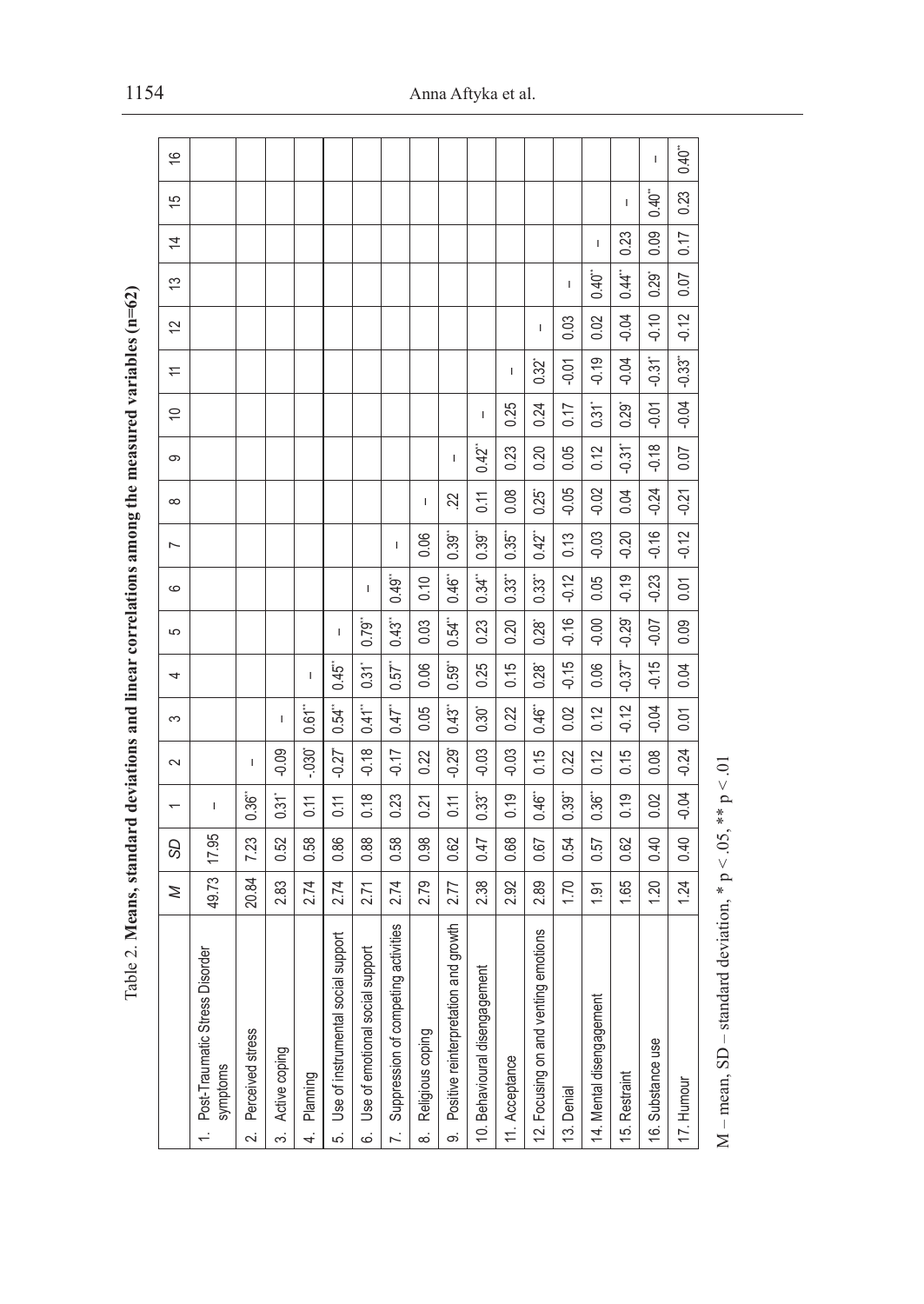Table 2. **Means, standard deviations and linear correlations among the measured variables (n=62)**

| | M | SD | 1 | 2 | 3 | 4 | 5 | 6 | 7 | 8 | 9 | 10 | 11 | 12 | 13 | 14 | 15 | 16 |
|---|---|---|---|---|---|---|---|---|---|---|---|---|---|---|---|---|---|---|
| 1. Post-Traumatic Stress Disorder symptoms | 49.73 | 17.95 | – | | | | | | | | | | | | | | | |
| 2. Perceived stress | 20.84 | 7.23 | 0.36** | – | | | | | | | | | | | | | | |
| 3. Active coping | 2.83 | 0.52 | 0.31* | -0.09 | – | | | | | | | | | | | | | |
| 4. Planning | 2.74 | 0.58 | 0.11 | -.030* | 0.61** | – | | | | | | | | | | | | |
| 5. Use of instrumental social support | 2.74 | 0.86 | 0.11 | -0.27* | 0.54** | 0.45** | – | | | | | | | | | | | |
| 6. Use of emotional social support | 2.71 | 0.88 | 0.18 | -0.18 | 0.41** | 0.31* | 0.79** | – | | | | | | | | | | |
| 7. Suppression of competing activities | 2.74 | 0.58 | 0.23 | -0.17 | 0.47** | 0.57** | 0.43** | 0.49** | – | | | | | | | | | |
| 8. Religious coping | 2.79 | 0.98 | 0.21 | 0.22 | 0.05 | 0.06 | 0.03 | 0.10 | 0.06 | – | | | | | | | | |
| 9. Positive reinterpretation and growth | 2.77 | 0.62 | 0.11 | -0.29* | 0.43** | 0.59** | 0.54** | 0.46** | 0.39** | .22 | – | | | | | | | |
| 10. Behavioural disengagement | 2.38 | 0.47 | 0.33** | -0.03 | 0.30* | 0.25 | 0.23 | 0.34** | 0.39** | 0.11 | 0.42** | – | | | | | | |
| 11. Acceptance | 2.92 | 0.68 | 0.19 | -0.03 | 0.22 | 0.15 | 0.20 | 0.33** | 0.35** | 0.08 | 0.23 | 0.25 | – | | | | | |
| 12. Focusing on and venting emotions | 2.89 | 0.67 | 0.46** | 0.15 | 0.46** | 0.28* | 0.28* | 0.33** | 0.42** | 0.25* | 0.20 | 0.24 | 0.32* | – | | | | |
| 13. Denial | 1.70 | 0.54 | 0.39** | 0.22 | 0.02 | -0.15 | -0.16 | -0.12 | 0.13 | -0.05 | 0.05 | 0.17 | -0.01 | 0.03 | – | | | |
| 14. Mental disengagement | 1.91 | 0.57 | 0.36** | 0.12 | 0.12 | 0.06 | -0.00 | 0.05 | -0.03 | -0.02 | 0.12 | 0.31* | -0.19 | 0.02 | 0.40** | – | | |
| 15. Restraint | 1.65 | 0.62 | 0.19 | 0.15 | -0.12 | -0.37** | -0.29* | -0.19 | -0.20 | 0.04 | -0.31* | 0.29* | -0.04 | -0.04 | 0.44** | 0.23 | – | |
| 16. Substance use | 1.20 | 0.40 | 0.02 | 0.08 | -0.04 | -0.15 | -0.07 | -0.23 | -0.16 | -0.24 | -0.18 | -0.01 | -0.31* | -0.10 | 0.29* | 0.09 | 0.40** | – |
| 17. Humour | 1.24 | 0.40 | -0.04 | -0.24 | 0.01 | 0.04 | 0.09 | 0.01 | -0.12 | -0.21 | 0.07 | -0.04 | -0.33** | -0.12 | 0.07 | 0.17 | 0.23 | 0.40** |

M – mean, SD – standard deviation, * p < .05, ** p < .01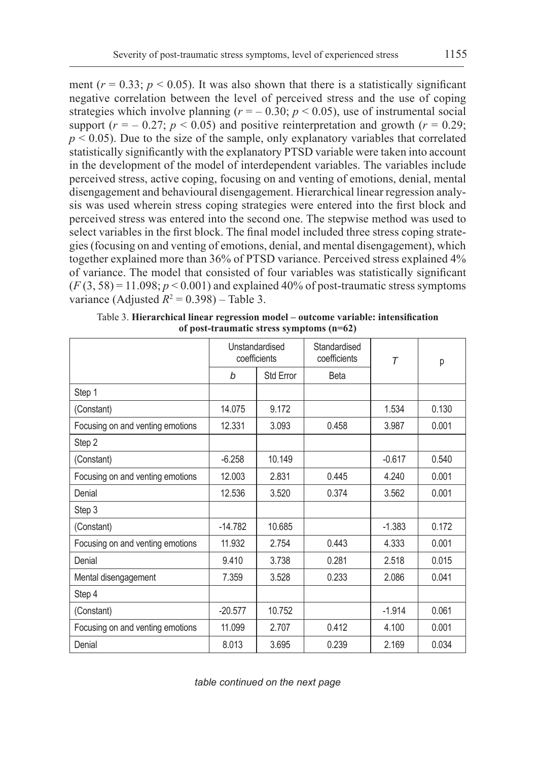ment ($r = 0.33$; $p < 0.05$). It was also shown that there is a statistically significant negative correlation between the level of perceived stress and the use of coping strategies which involve planning ($r = -0.30$; $p < 0.05$), use of instrumental social support ($r = -0.27$; $p < 0.05$) and positive reinterpretation and growth ($r = 0.29$; $p < 0.05$). Due to the size of the sample, only explanatory variables that correlated statistically significantly with the explanatory PTSD variable were taken into account in the development of the model of interdependent variables. The variables include perceived stress, active coping, focusing on and venting of emotions, denial, mental disengagement and behavioural disengagement. Hierarchical linear regression analysis was used wherein stress coping strategies were entered into the first block and perceived stress was entered into the second one. The stepwise method was used to select variables in the first block. The final model included three stress coping strategies (focusing on and venting of emotions, denial, and mental disengagement), which together explained more than 36% of PTSD variance. Perceived stress explained 4% of variance. The model that consisted of four variables was statistically significant ($F(3, 58) = 11.098$; $p < 0.001$) and explained 40% of post-traumatic stress symptoms variance (Adjusted $R^2 = 0.398$) – Table 3.

Table 3. **Hierarchical linear regression model – outcome variable: intensification of post-traumatic stress symptoms (n=62)**

| | Unstandardised coefficients | | Standardised coefficients | *T* | p |
|---|---|---|---|---|---|
| | *b* | Std Error | Beta | | |
| Step 1 | | | | | |
| (Constant) | 14.075 | 9.172 | | 1.534 | 0.130 |
| Focusing on and venting emotions | 12.331 | 3.093 | 0.458 | 3.987 | 0.001 |
| Step 2 | | | | | |
| (Constant) | -6.258 | 10.149 | | -0.617 | 0.540 |
| Focusing on and venting emotions | 12.003 | 2.831 | 0.445 | 4.240 | 0.001 |
| Denial | 12.536 | 3.520 | 0.374 | 3.562 | 0.001 |
| Step 3 | | | | | |
| (Constant) | -14.782 | 10.685 | | -1.383 | 0.172 |
| Focusing on and venting emotions | 11.932 | 2.754 | 0.443 | 4.333 | 0.001 |
| Denial | 9.410 | 3.738 | 0.281 | 2.518 | 0.015 |
| Mental disengagement | 7.359 | 3.528 | 0.233 | 2.086 | 0.041 |
| Step 4 | | | | | |
| (Constant) | -20.577 | 10.752 | | -1.914 | 0.061 |
| Focusing on and venting emotions | 11.099 | 2.707 | 0.412 | 4.100 | 0.001 |
| Denial | 8.013 | 3.695 | 0.239 | 2.169 | 0.034 |

*table continued on the next page*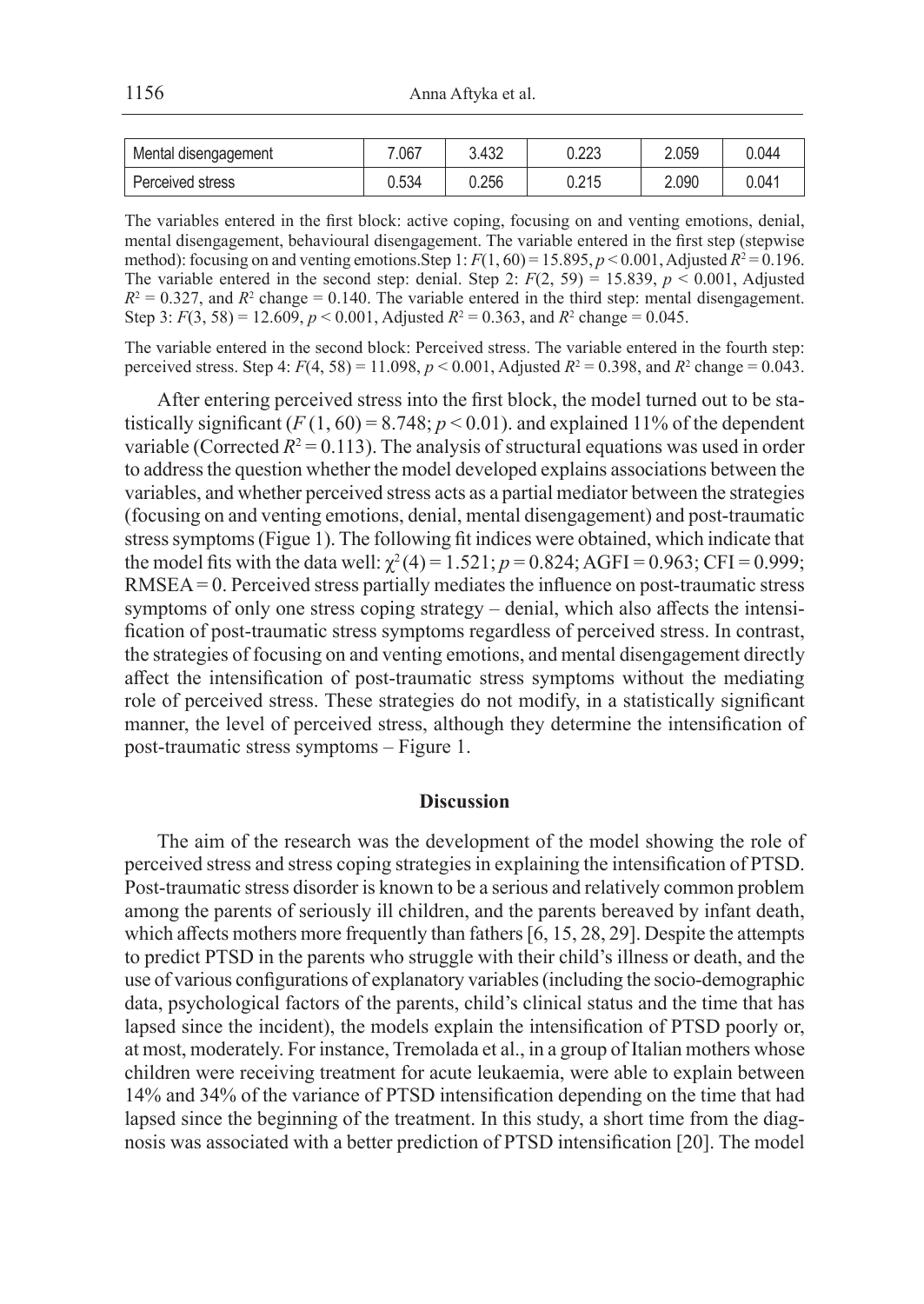| Mental disengagement | 7.067 | 3.432 | 0.223 | 2.059 | 0.044 |
|---|---|---|---|---|---|
| Perceived stress | 0.534 | 0.256 | 0.215 | 2.090 | 0.041 |

The variables entered in the first block: active coping, focusing on and venting emotions, denial, mental disengagement, behavioural disengagement. The variable entered in the first step (stepwise method): focusing on and venting emotions.Step 1: $F(1, 60) = 15.895$, $p < 0.001$, Adjusted $R^2 = 0.196$. The variable entered in the second step: denial. Step 2: $F(2, 59) = 15.839$, $p < 0.001$, Adjusted $R^2 = 0.327$, and $R^2$ change = 0.140. The variable entered in the third step: mental disengagement. Step 3: $F(3, 58) = 12.609$, $p < 0.001$, Adjusted $R^2 = 0.363$, and $R^2$ change = 0.045.

The variable entered in the second block: Perceived stress. The variable entered in the fourth step: perceived stress. Step 4: $F(4, 58) = 11.098$, $p < 0.001$, Adjusted $R^2 = 0.398$, and $R^2$ change = 0.043.

After entering perceived stress into the first block, the model turned out to be statistically significant ($F(1, 60) = 8.748$; $p < 0.01$). and explained 11% of the dependent variable (Corrected $R^2 = 0.113$). The analysis of structural equations was used in order to address the question whether the model developed explains associations between the variables, and whether perceived stress acts as a partial mediator between the strategies (focusing on and venting emotions, denial, mental disengagement) and post-traumatic stress symptoms (Figue 1). The following fit indices were obtained, which indicate that the model fits with the data well: $\chi^2(4) = 1.521$; $p = 0.824$; AGFI = 0.963; CFI = 0.999; RMSEA = 0. Perceived stress partially mediates the influence on post-traumatic stress symptoms of only one stress coping strategy – denial, which also affects the intensification of post-traumatic stress symptoms regardless of perceived stress. In contrast, the strategies of focusing on and venting emotions, and mental disengagement directly affect the intensification of post-traumatic stress symptoms without the mediating role of perceived stress. These strategies do not modify, in a statistically significant manner, the level of perceived stress, although they determine the intensification of post-traumatic stress symptoms – Figure 1.

## Discussion

The aim of the research was the development of the model showing the role of perceived stress and stress coping strategies in explaining the intensification of PTSD. Post-traumatic stress disorder is known to be a serious and relatively common problem among the parents of seriously ill children, and the parents bereaved by infant death, which affects mothers more frequently than fathers [6, 15, 28, 29]. Despite the attempts to predict PTSD in the parents who struggle with their child's illness or death, and the use of various configurations of explanatory variables (including the socio-demographic data, psychological factors of the parents, child's clinical status and the time that has lapsed since the incident), the models explain the intensification of PTSD poorly or, at most, moderately. For instance, Tremolada et al., in a group of Italian mothers whose children were receiving treatment for acute leukaemia, were able to explain between 14% and 34% of the variance of PTSD intensification depending on the time that had lapsed since the beginning of the treatment. In this study, a short time from the diagnosis was associated with a better prediction of PTSD intensification [20]. The model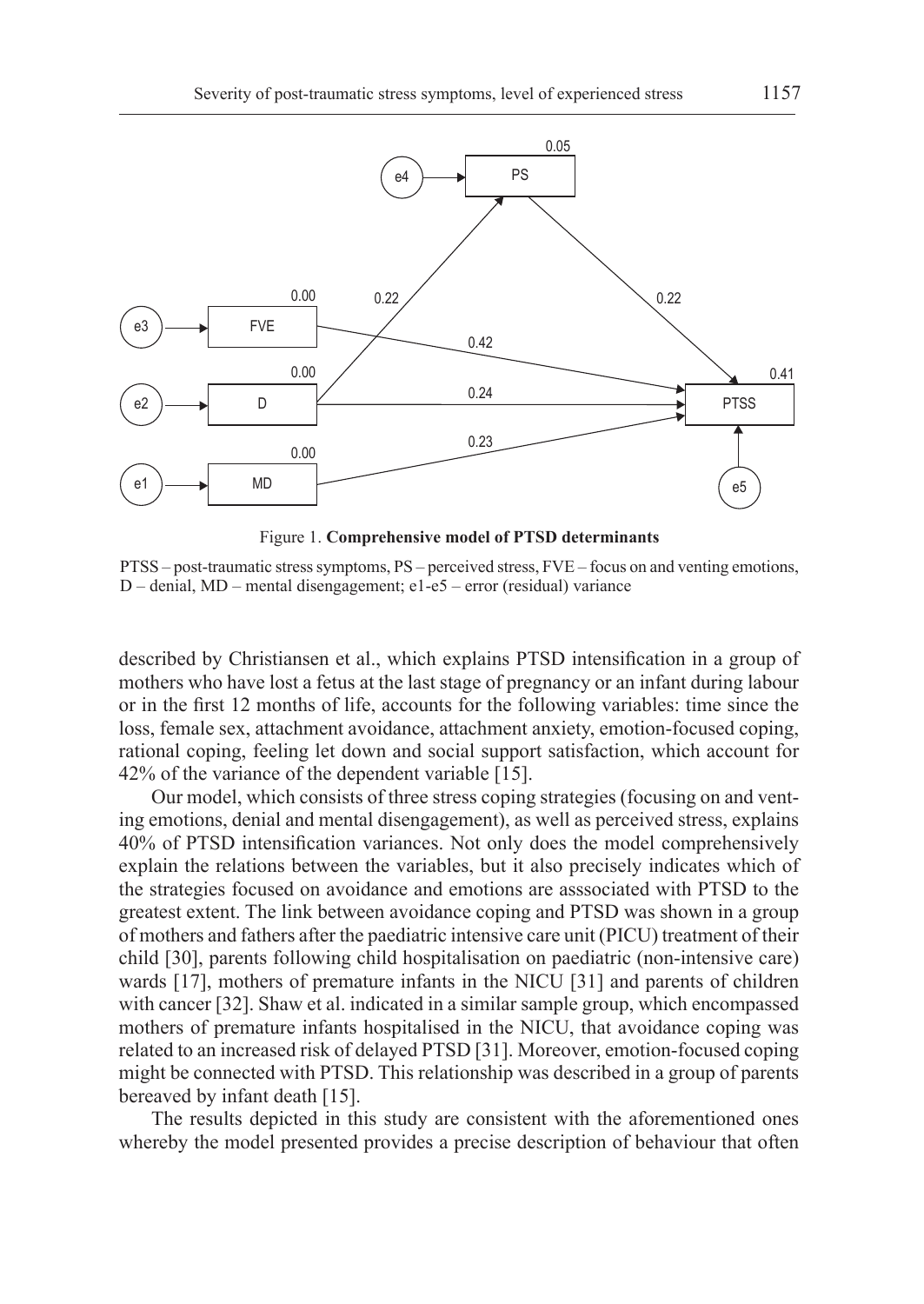Figure 1. **Comprehensive model of PTSD determinants**

PTSS – post-traumatic stress symptoms, PS – perceived stress, FVE – focus on and venting emotions, D – denial, MD – mental disengagement; e1-e5 – error (residual) variance

described by Christiansen et al., which explains PTSD intensification in a group of mothers who have lost a fetus at the last stage of pregnancy or an infant during labour or in the first 12 months of life, accounts for the following variables: time since the loss, female sex, attachment avoidance, attachment anxiety, emotion-focused coping, rational coping, feeling let down and social support satisfaction, which account for 42% of the variance of the dependent variable [15].

Our model, which consists of three stress coping strategies (focusing on and venting emotions, denial and mental disengagement), as well as perceived stress, explains 40% of PTSD intensification variances. Not only does the model comprehensively explain the relations between the variables, but it also precisely indicates which of the strategies focused on avoidance and emotions are asssociated with PTSD to the greatest extent. The link between avoidance coping and PTSD was shown in a group of mothers and fathers after the paediatric intensive care unit (PICU) treatment of their child [30], parents following child hospitalisation on paediatric (non-intensive care) wards [17], mothers of premature infants in the NICU [31] and parents of children with cancer [32]. Shaw et al. indicated in a similar sample group, which encompassed mothers of premature infants hospitalised in the NICU, that avoidance coping was related to an increased risk of delayed PTSD [31]. Moreover, emotion-focused coping might be connected with PTSD. This relationship was described in a group of parents bereaved by infant death [15].

The results depicted in this study are consistent with the aforementioned ones whereby the model presented provides a precise description of behaviour that often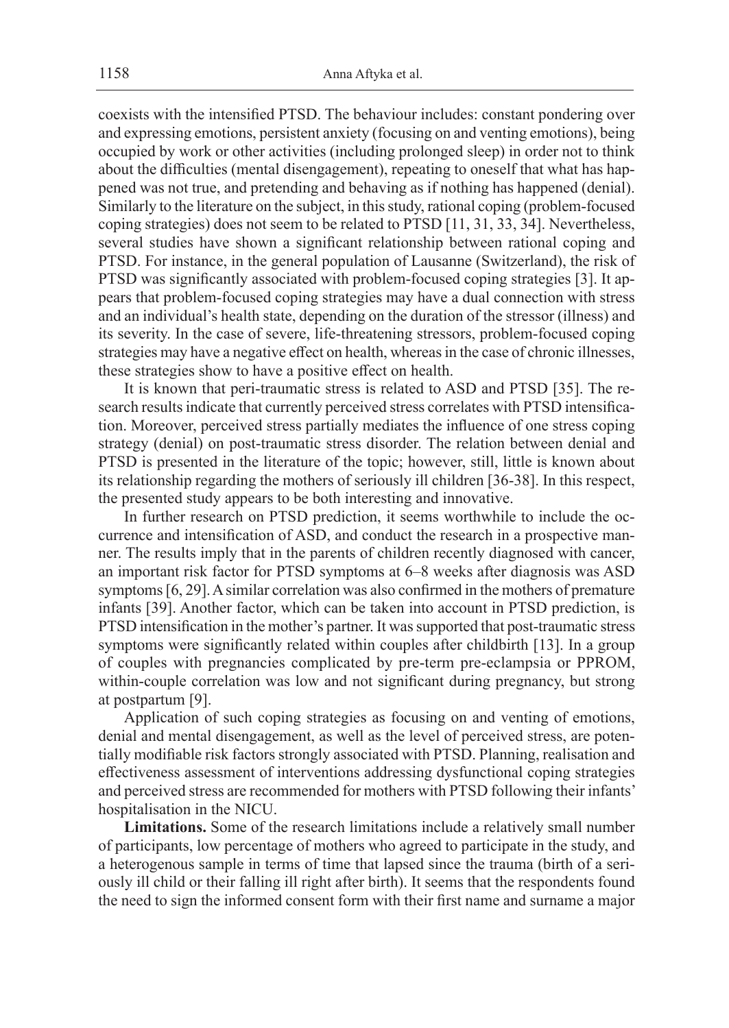coexists with the intensified PTSD. The behaviour includes: constant pondering over and expressing emotions, persistent anxiety (focusing on and venting emotions), being occupied by work or other activities (including prolonged sleep) in order not to think about the difficulties (mental disengagement), repeating to oneself that what has happened was not true, and pretending and behaving as if nothing has happened (denial). Similarly to the literature on the subject, in this study, rational coping (problem-focused coping strategies) does not seem to be related to PTSD [11, 31, 33, 34]. Nevertheless, several studies have shown a significant relationship between rational coping and PTSD. For instance, in the general population of Lausanne (Switzerland), the risk of PTSD was significantly associated with problem-focused coping strategies [3]. It appears that problem-focused coping strategies may have a dual connection with stress and an individual's health state, depending on the duration of the stressor (illness) and its severity. In the case of severe, life-threatening stressors, problem-focused coping strategies may have a negative effect on health, whereas in the case of chronic illnesses, these strategies show to have a positive effect on health.

It is known that peri-traumatic stress is related to ASD and PTSD [35]. The research results indicate that currently perceived stress correlates with PTSD intensification. Moreover, perceived stress partially mediates the influence of one stress coping strategy (denial) on post-traumatic stress disorder. The relation between denial and PTSD is presented in the literature of the topic; however, still, little is known about its relationship regarding the mothers of seriously ill children [36-38]. In this respect, the presented study appears to be both interesting and innovative.

In further research on PTSD prediction, it seems worthwhile to include the occurrence and intensification of ASD, and conduct the research in a prospective manner. The results imply that in the parents of children recently diagnosed with cancer, an important risk factor for PTSD symptoms at 6–8 weeks after diagnosis was ASD symptoms [6, 29]. A similar correlation was also confirmed in the mothers of premature infants [39]. Another factor, which can be taken into account in PTSD prediction, is PTSD intensification in the mother's partner. It was supported that post-traumatic stress symptoms were significantly related within couples after childbirth [13]. In a group of couples with pregnancies complicated by pre-term pre-eclampsia or PPROM, within-couple correlation was low and not significant during pregnancy, but strong at postpartum [9].

Application of such coping strategies as focusing on and venting of emotions, denial and mental disengagement, as well as the level of perceived stress, are potentially modifiable risk factors strongly associated with PTSD. Planning, realisation and effectiveness assessment of interventions addressing dysfunctional coping strategies and perceived stress are recommended for mothers with PTSD following their infants' hospitalisation in the NICU.

**Limitations.** Some of the research limitations include a relatively small number of participants, low percentage of mothers who agreed to participate in the study, and a heterogenous sample in terms of time that lapsed since the trauma (birth of a seriously ill child or their falling ill right after birth). It seems that the respondents found the need to sign the informed consent form with their first name and surname a major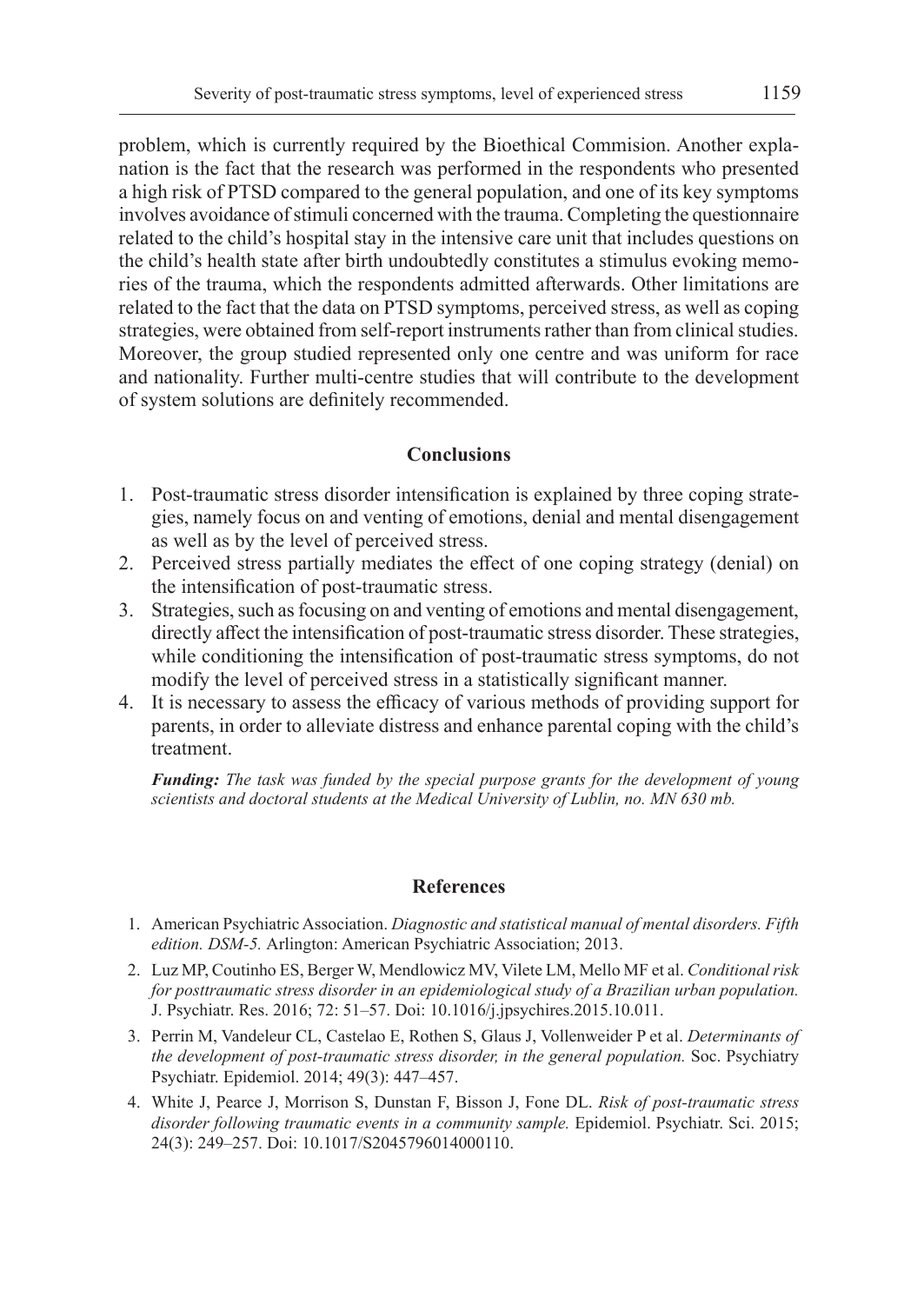problem, which is currently required by the Bioethical Commision. Another explanation is the fact that the research was performed in the respondents who presented a high risk of PTSD compared to the general population, and one of its key symptoms involves avoidance of stimuli concerned with the trauma. Completing the questionnaire related to the child's hospital stay in the intensive care unit that includes questions on the child's health state after birth undoubtedly constitutes a stimulus evoking memories of the trauma, which the respondents admitted afterwards. Other limitations are related to the fact that the data on PTSD symptoms, perceived stress, as well as coping strategies, were obtained from self-report instruments rather than from clinical studies. Moreover, the group studied represented only one centre and was uniform for race and nationality. Further multi-centre studies that will contribute to the development of system solutions are definitely recommended.

## Conclusions

1. Post-traumatic stress disorder intensification is explained by three coping strategies, namely focus on and venting of emotions, denial and mental disengagement as well as by the level of perceived stress.
2. Perceived stress partially mediates the effect of one coping strategy (denial) on the intensification of post-traumatic stress.
3. Strategies, such as focusing on and venting of emotions and mental disengagement, directly affect the intensification of post-traumatic stress disorder. These strategies, while conditioning the intensification of post-traumatic stress symptoms, do not modify the level of perceived stress in a statistically significant manner.
4. It is necessary to assess the efficacy of various methods of providing support for parents, in order to alleviate distress and enhance parental coping with the child's treatment.

***Funding:*** *The task was funded by the special purpose grants for the development of young scientists and doctoral students at the Medical University of Lublin, no. MN 630 mb.*

## References

1. American Psychiatric Association. *Diagnostic and statistical manual of mental disorders. Fifth edition. DSM-5.* Arlington: American Psychiatric Association; 2013.
2. Luz MP, Coutinho ES, Berger W, Mendlowicz MV, Vilete LM, Mello MF et al. *Conditional risk for posttraumatic stress disorder in an epidemiological study of a Brazilian urban population.* J. Psychiatr. Res. 2016; 72: 51–57. Doi: 10.1016/j.jpsychires.2015.10.011.
3. Perrin M, Vandeleur CL, Castelao E, Rothen S, Glaus J, Vollenweider P et al. *Determinants of the development of post-traumatic stress disorder, in the general population.* Soc. Psychiatry Psychiatr. Epidemiol. 2014; 49(3): 447–457.
4. White J, Pearce J, Morrison S, Dunstan F, Bisson J, Fone DL. *Risk of post-traumatic stress disorder following traumatic events in a community sample.* Epidemiol. Psychiatr. Sci. 2015; 24(3): 249–257. Doi: 10.1017/S2045796014000110.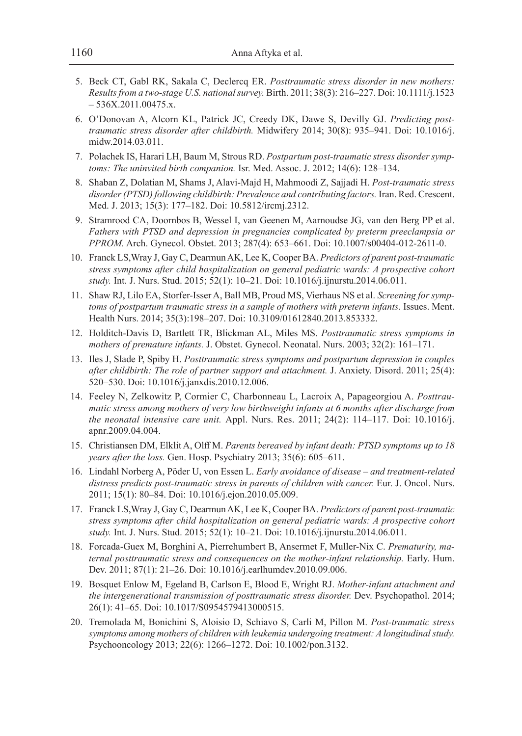5. Beck CT, Gabl RK, Sakala C, Declercq ER. *Posttraumatic stress disorder in new mothers: Results from a two-stage U.S. national survey.* Birth. 2011; 38(3): 216–227. Doi: 10.1111/j.1523 – 536X.2011.00475.x.
6. O'Donovan A, Alcorn KL, Patrick JC, Creedy DK, Dawe S, Devilly GJ. *Predicting posttraumatic stress disorder after childbirth.* Midwifery 2014; 30(8): 935–941. Doi: 10.1016/j.midw.2014.03.011.
7. Polachek IS, Harari LH, Baum M, Strous RD. *Postpartum post-traumatic stress disorder symptoms: The uninvited birth companion.* Isr. Med. Assoc. J. 2012; 14(6): 128–134.
8. Shaban Z, Dolatian M, Shams J, Alavi-Majd H, Mahmoodi Z, Sajjadi H. *Post-traumatic stress disorder (PTSD) following childbirth: Prevalence and contributing factors.* Iran. Red. Crescent. Med. J. 2013; 15(3): 177–182. Doi: 10.5812/ircmj.2312.
9. Stramrood CA, Doornbos B, Wessel I, van Geenen M, Aarnoudse JG, van den Berg PP et al. *Fathers with PTSD and depression in pregnancies complicated by preterm preeclampsia or PPROM.* Arch. Gynecol. Obstet. 2013; 287(4): 653–661. Doi: 10.1007/s00404-012-2611-0.
10. Franck LS,Wray J, Gay C, Dearmun AK, Lee K, Cooper BA. *Predictors of parent post-traumatic stress symptoms after child hospitalization on general pediatric wards: A prospective cohort study.* Int. J. Nurs. Stud. 2015; 52(1): 10–21. Doi: 10.1016/j.ijnurstu.2014.06.011.
11. Shaw RJ, Lilo EA, Storfer-Isser A, Ball MB, Proud MS, Vierhaus NS et al. *Screening for symptoms of postpartum traumatic stress in a sample of mothers with preterm infants.* Issues. Ment. Health Nurs. 2014; 35(3):198–207. Doi: 10.3109/01612840.2013.853332.
12. Holditch-Davis D, Bartlett TR, Blickman AL, Miles MS. *Posttraumatic stress symptoms in mothers of premature infants.* J. Obstet. Gynecol. Neonatal. Nurs. 2003; 32(2): 161–171.
13. Iles J, Slade P, Spiby H. *Posttraumatic stress symptoms and postpartum depression in couples after childbirth: The role of partner support and attachment.* J. Anxiety. Disord. 2011; 25(4): 520–530. Doi: 10.1016/j.janxdis.2010.12.006.
14. Feeley N, Zelkowitz P, Cormier C, Charbonneau L, Lacroix A, Papageorgiou A. *Posttraumatic stress among mothers of very low birthweight infants at 6 months after discharge from the neonatal intensive care unit.* Appl. Nurs. Res. 2011; 24(2): 114–117. Doi: 10.1016/j.apnr.2009.04.004.
15. Christiansen DM, Elklit A, Olff M. *Parents bereaved by infant death: PTSD symptoms up to 18 years after the loss.* Gen. Hosp. Psychiatry 2013; 35(6): 605–611.
16. Lindahl Norberg A, Pöder U, von Essen L. *Early avoidance of disease – and treatment-related distress predicts post-traumatic stress in parents of children with cancer.* Eur. J. Oncol. Nurs. 2011; 15(1): 80–84. Doi: 10.1016/j.ejon.2010.05.009.
17. Franck LS,Wray J, Gay C, Dearmun AK, Lee K, Cooper BA. *Predictors of parent post-traumatic stress symptoms after child hospitalization on general pediatric wards: A prospective cohort study.* Int. J. Nurs. Stud. 2015; 52(1): 10–21. Doi: 10.1016/j.ijnurstu.2014.06.011.
18. Forcada-Guex M, Borghini A, Pierrehumbert B, Ansermet F, Muller-Nix C. *Prematurity, maternal posttraumatic stress and consequences on the mother-infant relationship.* Early. Hum. Dev. 2011; 87(1): 21–26. Doi: 10.1016/j.earlhumdev.2010.09.006.
19. Bosquet Enlow M, Egeland B, Carlson E, Blood E, Wright RJ. *Mother-infant attachment and the intergenerational transmission of posttraumatic stress disorder.* Dev. Psychopathol. 2014; 26(1): 41–65. Doi: 10.1017/S0954579413000515.
20. Tremolada M, Bonichini S, Aloisio D, Schiavo S, Carli M, Pillon M. *Post-traumatic stress symptoms among mothers of children with leukemia undergoing treatment: A longitudinal study.* Psychooncology 2013; 22(6): 1266–1272. Doi: 10.1002/pon.3132.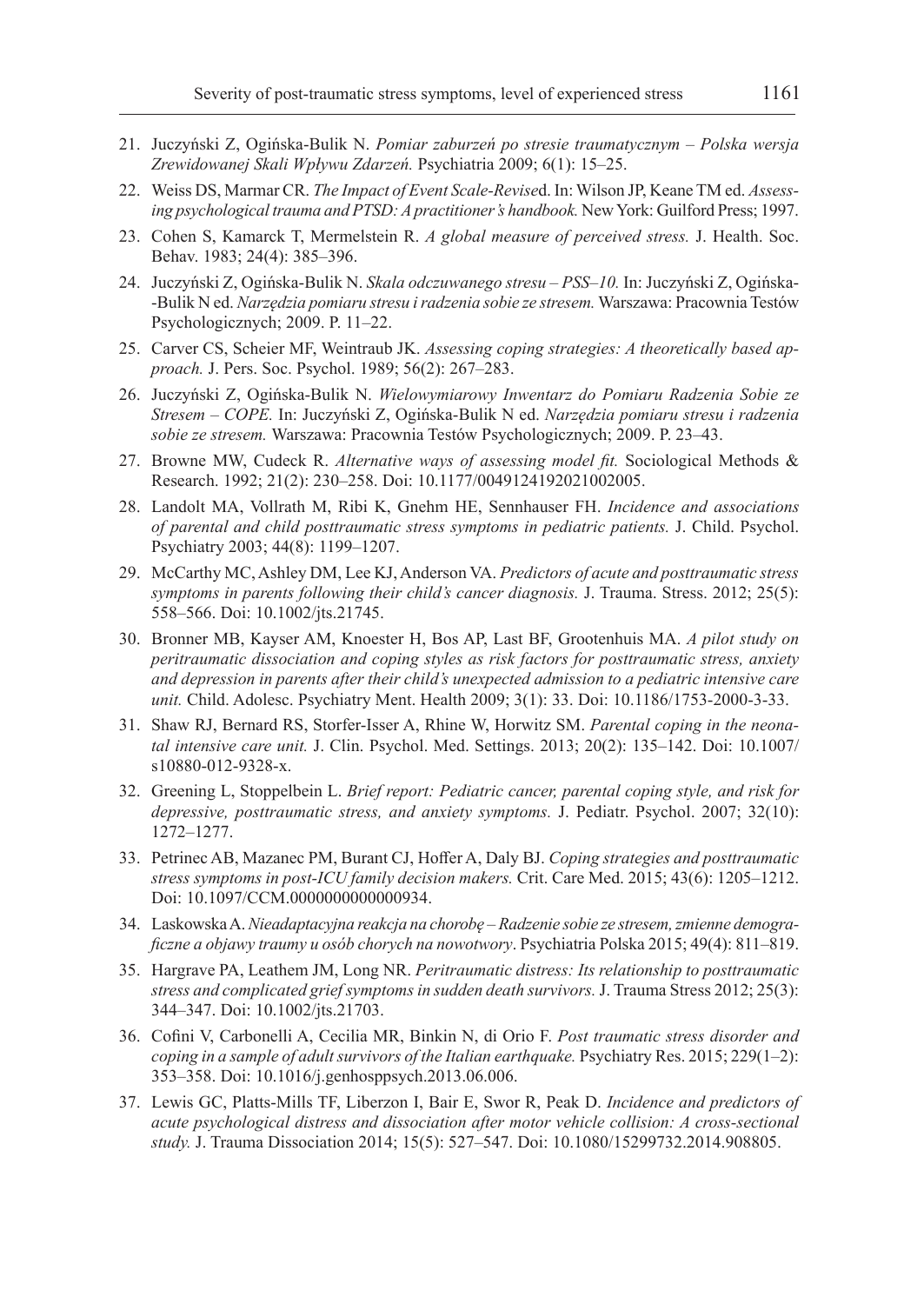21. Juczyński Z, Ogińska-Bulik N. *Pomiar zaburzeń po stresie traumatycznym – Polska wersja Zrewidowanej Skali Wpływu Zdarzeń.* Psychiatria 2009; 6(1): 15–25.
22. Weiss DS, Marmar CR. *The Impact of Event Scale-Revise*d. In: Wilson JP, Keane TM ed. *Assessing psychological trauma and PTSD: A practitioner's handbook.* New York: Guilford Press; 1997.
23. Cohen S, Kamarck T, Mermelstein R. *A global measure of perceived stress.* J. Health. Soc. Behav. 1983; 24(4): 385–396.
24. Juczyński Z, Ogińska-Bulik N. *Skala odczuwanego stresu – PSS–10.* In: Juczyński Z, Ogińska--Bulik N ed. *Narzędzia pomiaru stresu i radzenia sobie ze stresem.* Warszawa: Pracownia Testów Psychologicznych; 2009. P. 11–22.
25. Carver CS, Scheier MF, Weintraub JK. *Assessing coping strategies: A theoretically based approach.* J. Pers. Soc. Psychol. 1989; 56(2): 267–283.
26. Juczyński Z, Ogińska-Bulik N. *Wielowymiarowy Inwentarz do Pomiaru Radzenia Sobie ze Stresem – COPE.* In: Juczyński Z, Ogińska-Bulik N ed. *Narzędzia pomiaru stresu i radzenia sobie ze stresem.* Warszawa: Pracownia Testów Psychologicznych; 2009. P. 23–43.
27. Browne MW, Cudeck R. *Alternative ways of assessing model fit.* Sociological Methods & Research. 1992; 21(2): 230–258. Doi: 10.1177/0049124192021002005.
28. Landolt MA, Vollrath M, Ribi K, Gnehm HE, Sennhauser FH. *Incidence and associations of parental and child posttraumatic stress symptoms in pediatric patients.* J. Child. Psychol. Psychiatry 2003; 44(8): 1199–1207.
29. McCarthy MC, Ashley DM, Lee KJ, Anderson VA. *Predictors of acute and posttraumatic stress symptoms in parents following their child's cancer diagnosis.* J. Trauma. Stress. 2012; 25(5): 558–566. Doi: 10.1002/jts.21745.
30. Bronner MB, Kayser AM, Knoester H, Bos AP, Last BF, Grootenhuis MA. *A pilot study on peritraumatic dissociation and coping styles as risk factors for posttraumatic stress, anxiety and depression in parents after their child's unexpected admission to a pediatric intensive care unit.* Child. Adolesc. Psychiatry Ment. Health 2009; 3(1): 33. Doi: 10.1186/1753-2000-3-33.
31. Shaw RJ, Bernard RS, Storfer-Isser A, Rhine W, Horwitz SM. *Parental coping in the neonatal intensive care unit.* J. Clin. Psychol. Med. Settings. 2013; 20(2): 135–142. Doi: 10.1007/s10880-012-9328-x.
32. Greening L, Stoppelbein L. *Brief report: Pediatric cancer, parental coping style, and risk for depressive, posttraumatic stress, and anxiety symptoms.* J. Pediatr. Psychol. 2007; 32(10): 1272–1277.
33. Petrinec AB, Mazanec PM, Burant CJ, Hoffer A, Daly BJ. *Coping strategies and posttraumatic stress symptoms in post-ICU family decision makers.* Crit. Care Med. 2015; 43(6): 1205–1212. Doi: 10.1097/CCM.0000000000000934.
34. Laskowska A. *Nieadaptacyjna reakcja na chorobę – Radzenie sobie ze stresem, zmienne demograficzne a objawy traumy u osób chorych na nowotwory*. Psychiatria Polska 2015; 49(4): 811–819.
35. Hargrave PA, Leathem JM, Long NR. *Peritraumatic distress: Its relationship to posttraumatic stress and complicated grief symptoms in sudden death survivors.* J. Trauma Stress 2012; 25(3): 344–347. Doi: 10.1002/jts.21703.
36. Cofini V, Carbonelli A, Cecilia MR, Binkin N, di Orio F. *Post traumatic stress disorder and coping in a sample of adult survivors of the Italian earthquake.* Psychiatry Res. 2015; 229(1–2): 353–358. Doi: 10.1016/j.genhosppsych.2013.06.006.
37. Lewis GC, Platts-Mills TF, Liberzon I, Bair E, Swor R, Peak D. *Incidence and predictors of acute psychological distress and dissociation after motor vehicle collision: A cross-sectional study.* J. Trauma Dissociation 2014; 15(5): 527–547. Doi: 10.1080/15299732.2014.908805.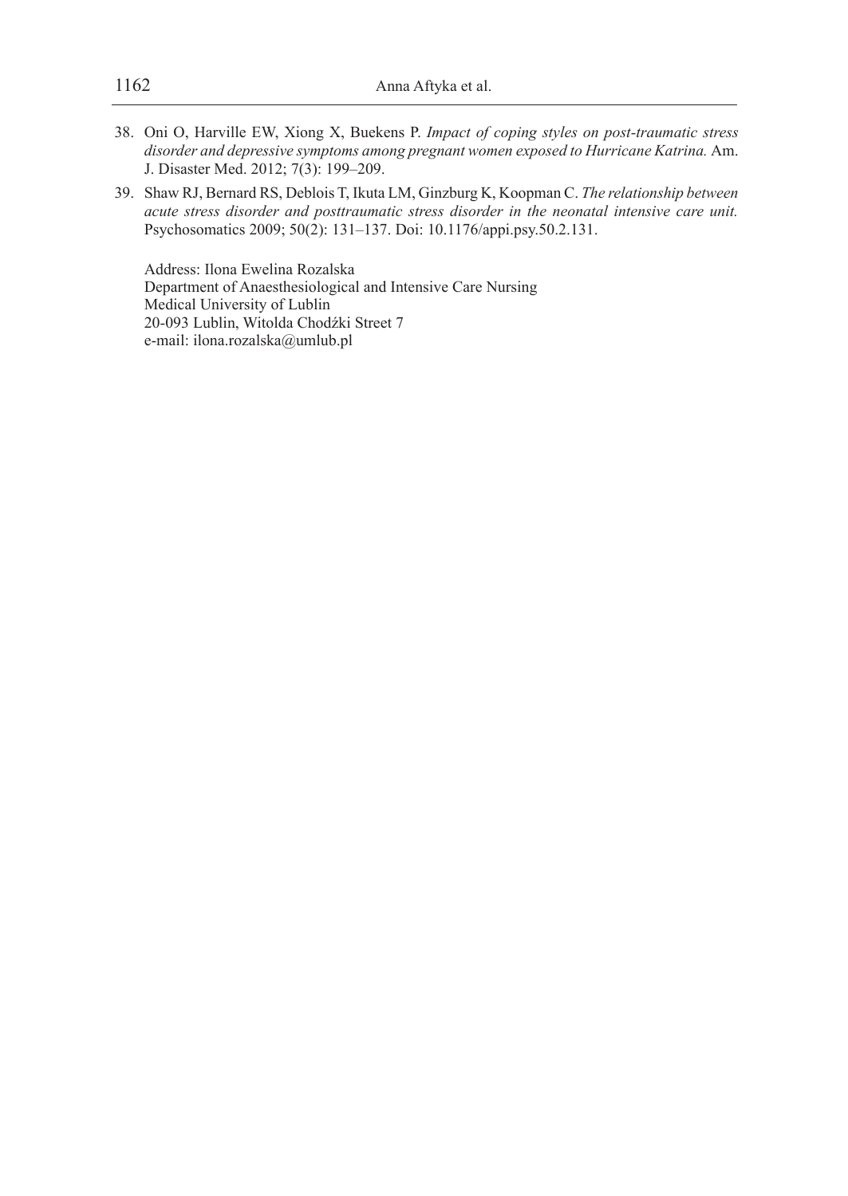38. Oni O, Harville EW, Xiong X, Buekens P. *Impact of coping styles on post-traumatic stress disorder and depressive symptoms among pregnant women exposed to Hurricane Katrina.* Am. J. Disaster Med. 2012; 7(3): 199–209.
39. Shaw RJ, Bernard RS, Deblois T, Ikuta LM, Ginzburg K, Koopman C. *The relationship between acute stress disorder and posttraumatic stress disorder in the neonatal intensive care unit.* Psychosomatics 2009; 50(2): 131–137. Doi: 10.1176/appi.psy.50.2.131.

Address: Ilona Ewelina Rozalska
Department of Anaesthesiological and Intensive Care Nursing
Medical University of Lublin
20-093 Lublin, Witolda Chodźki Street 7
e-mail: ilona.rozalska@umlub.pl